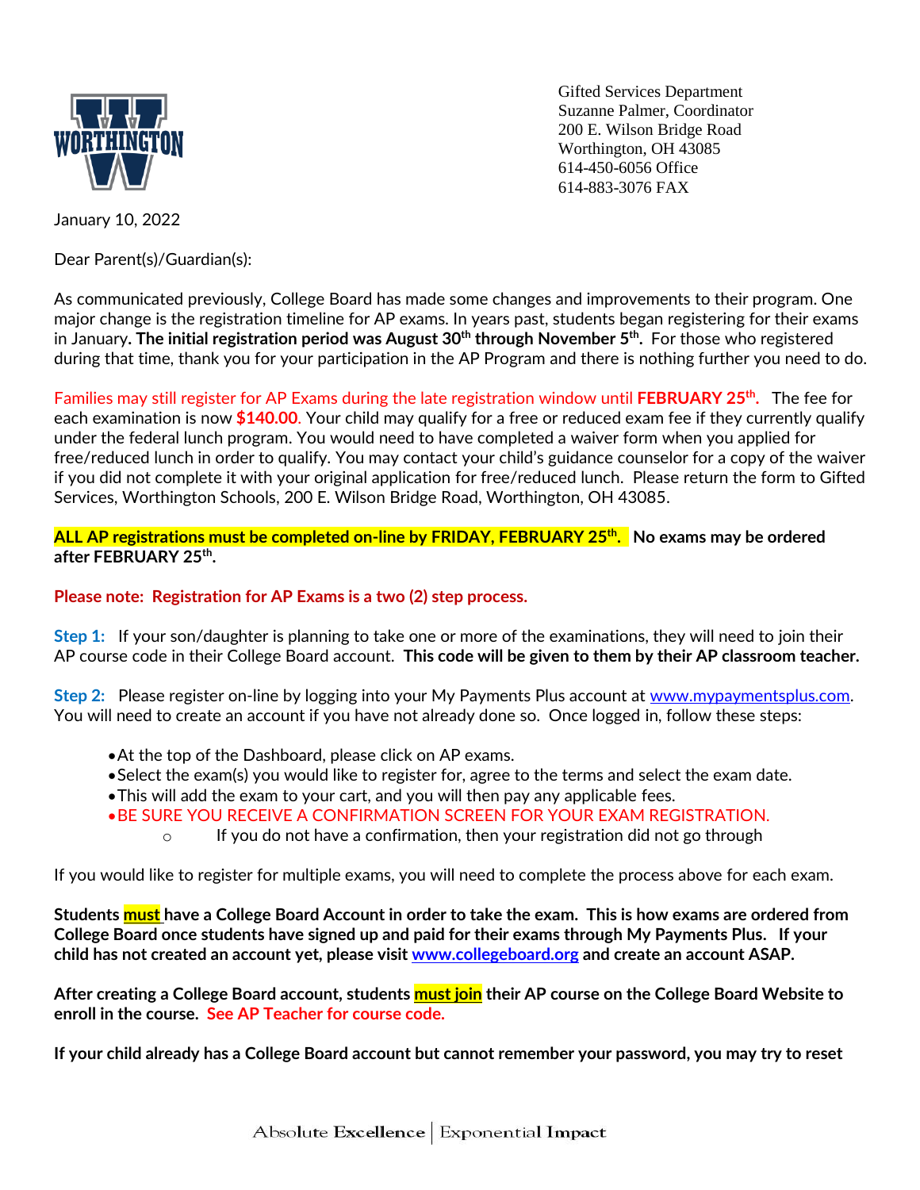Gifted Services Department
Suzanne Palmer, Coordinator
200 E. Wilson Bridge Road
Worthington, OH 43085
614-450-6056 Office
614-883-3076 FAX

January 10, 2022

Dear Parent(s)/Guardian(s):

As communicated previously, College Board has made some changes and improvements to their program. One major change is the registration timeline for AP exams. In years past, students began registering for their exams in January**. The initial registration period was August 30th through November 5th.** For those who registered during that time, thank you for your participation in the AP Program and there is nothing further you need to do.

Families may still register for AP Exams during the late registration window until **FEBRUARY 25th**. The fee for each examination is now **$140.00**. Your child may qualify for a free or reduced exam fee if they currently qualify under the federal lunch program. You would need to have completed a waiver form when you applied for free/reduced lunch in order to qualify. You may contact your child's guidance counselor for a copy of the waiver if you did not complete it with your original application for free/reduced lunch. Please return the form to Gifted Services, Worthington Schools, 200 E. Wilson Bridge Road, Worthington, OH 43085.

**ALL AP registrations must be completed on-line by FRIDAY, FEBRUARY 25th. No exams may be ordered after FEBRUARY 25th.**

**Please note: Registration for AP Exams is a two (2) step process.**

**Step 1:** If your son/daughter is planning to take one or more of the examinations, they will need to join their AP course code in their College Board account. **This code will be given to them by their AP classroom teacher.**

**Step 2:** Please register on-line by logging into your My Payments Plus account at www.mypaymentsplus.com. You will need to create an account if you have not already done so. Once logged in, follow these steps:

- At the top of the Dashboard, please click on AP exams.
- Select the exam(s) you would like to register for, agree to the terms and select the exam date.
- This will add the exam to your cart, and you will then pay any applicable fees.
- BE SURE YOU RECEIVE A CONFIRMATION SCREEN FOR YOUR EXAM REGISTRATION.
  - If you do not have a confirmation, then your registration did not go through

If you would like to register for multiple exams, you will need to complete the process above for each exam.

**Students must have a College Board Account in order to take the exam. This is how exams are ordered from College Board once students have signed up and paid for their exams through My Payments Plus. If your child has not created an account yet, please visit www.collegeboard.org and create an account ASAP.**

**After creating a College Board account, students must join their AP course on the College Board Website to enroll in the course. See AP Teacher for course code.**

**If your child already has a College Board account but cannot remember your password, you may try to reset**

Absolute Excellence | Exponential Impact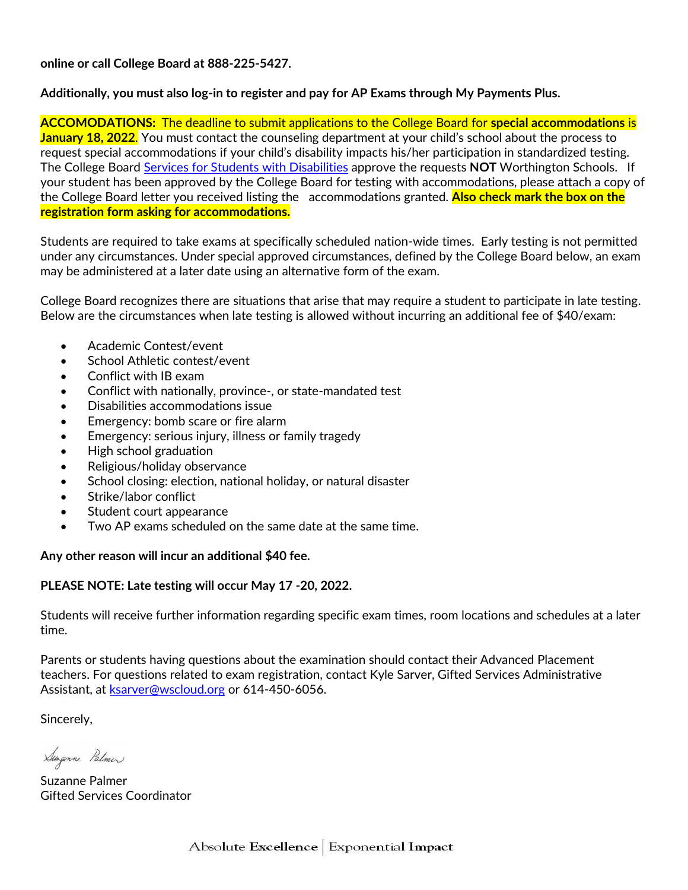**online or call College Board at 888-225-5427.**

**Additionally, you must also log-in to register and pay for AP Exams through My Payments Plus.**

**ACCOMODATIONS:** The deadline to submit applications to the College Board for **special accommodations** is **January 18, 2022**. You must contact the counseling department at your child's school about the process to request special accommodations if your child's disability impacts his/her participation in standardized testing. The College Board Services for Students with Disabilities approve the requests **NOT** Worthington Schools. If your student has been approved by the College Board for testing with accommodations, please attach a copy of the College Board letter you received listing the accommodations granted. **Also check mark the box on the registration form asking for accommodations.**

Students are required to take exams at specifically scheduled nation-wide times. Early testing is not permitted under any circumstances. Under special approved circumstances, defined by the College Board below, an exam may be administered at a later date using an alternative form of the exam.

College Board recognizes there are situations that arise that may require a student to participate in late testing. Below are the circumstances when late testing is allowed without incurring an additional fee of $40/exam:

- Academic Contest/event
- School Athletic contest/event
- Conflict with IB exam
- Conflict with nationally, province-, or state-mandated test
- Disabilities accommodations issue
- Emergency: bomb scare or fire alarm
- Emergency: serious injury, illness or family tragedy
- High school graduation
- Religious/holiday observance
- School closing: election, national holiday, or natural disaster
- Strike/labor conflict
- Student court appearance
- Two AP exams scheduled on the same date at the same time.

**Any other reason will incur an additional $40 fee.**

**PLEASE NOTE: Late testing will occur May 17 -20, 2022.**

Students will receive further information regarding specific exam times, room locations and schedules at a later time.

Parents or students having questions about the examination should contact their Advanced Placement teachers. For questions related to exam registration, contact Kyle Sarver, Gifted Services Administrative Assistant, at ksarver@wscloud.org or 614-450-6056.

Sincerely,

Suzanne Palmer

Suzanne Palmer
Gifted Services Coordinator

Absolute Excellence | Exponential Impact